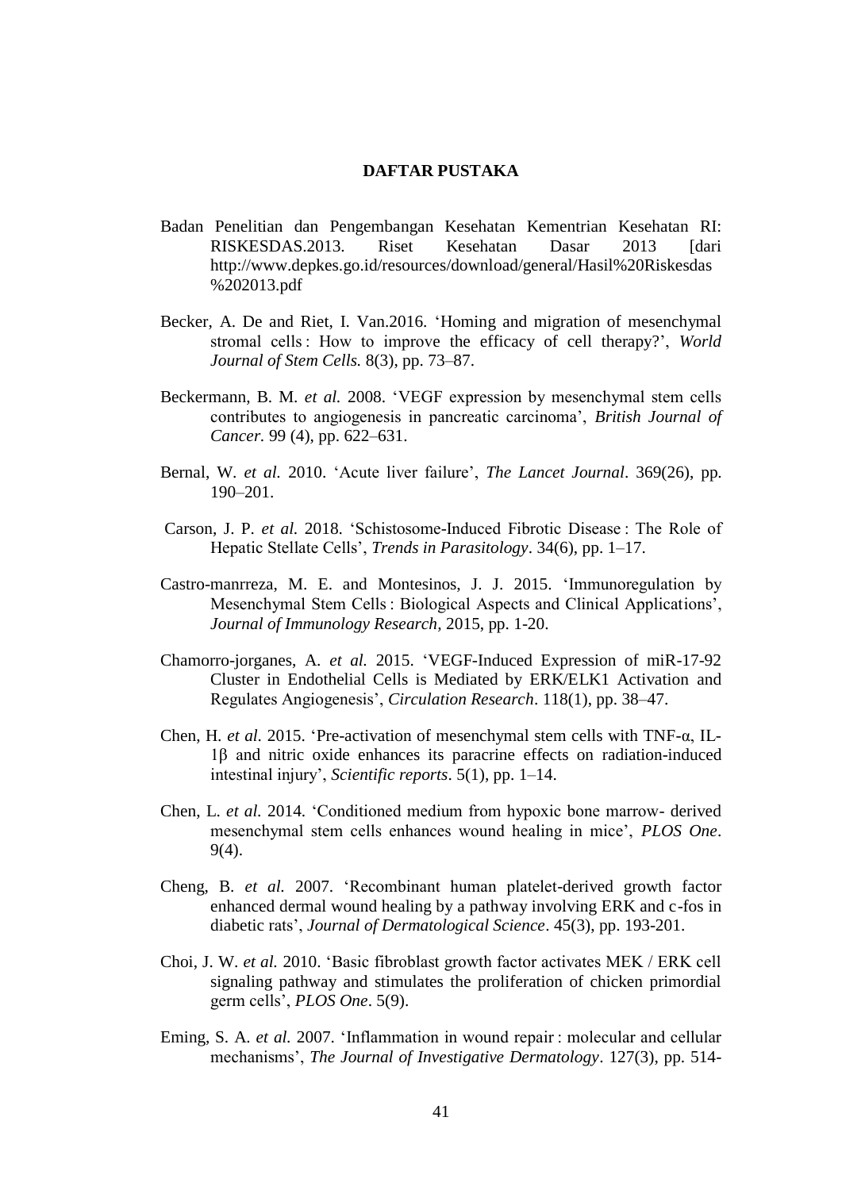# DAFTAR PUSTAKA

Badan Penelitian dan Pengembangan Kesehatan Kementrian Kesehatan RI: RISKESDAS.2013. Riset Kesehatan Dasar 2013 [dari http://www.depkes.go.id/resources/download/general/Hasil%20Riskesdas%202013.pdf

Becker, A. De and Riet, I. Van.2016. 'Homing and migration of mesenchymal stromal cells : How to improve the efficacy of cell therapy?', *World Journal of Stem Cells.* 8(3), pp. 73–87.

Beckermann, B. M. *et al.* 2008. 'VEGF expression by mesenchymal stem cells contributes to angiogenesis in pancreatic carcinoma', *British Journal of Cancer.* 99 (4), pp. 622–631.

Bernal, W. *et al.* 2010. 'Acute liver failure', *The Lancet Journal*. 369(26), pp. 190–201.

Carson, J. P. *et al.* 2018. 'Schistosome-Induced Fibrotic Disease : The Role of Hepatic Stellate Cells', *Trends in Parasitology*. 34(6), pp. 1–17.

Castro-manrreza, M. E. and Montesinos, J. J. 2015. 'Immunoregulation by Mesenchymal Stem Cells : Biological Aspects and Clinical Applications', *Journal of Immunology Research,* 2015, pp. 1-20.

Chamorro-jorganes, A. *et al.* 2015. 'VEGF-Induced Expression of miR-17-92 Cluster in Endothelial Cells is Mediated by ERK/ELK1 Activation and Regulates Angiogenesis', *Circulation Research*. 118(1), pp. 38–47.

Chen, H. *et al.* 2015. 'Pre-activation of mesenchymal stem cells with TNF-α, IL-1β and nitric oxide enhances its paracrine effects on radiation-induced intestinal injury', *Scientific reports*. 5(1), pp. 1–14.

Chen, L. *et al.* 2014. 'Conditioned medium from hypoxic bone marrow- derived mesenchymal stem cells enhances wound healing in mice', *PLOS One*. 9(4).

Cheng, B. *et al.* 2007. 'Recombinant human platelet-derived growth factor enhanced dermal wound healing by a pathway involving ERK and c-fos in diabetic rats', *Journal of Dermatological Science*. 45(3), pp. 193-201.

Choi, J. W. *et al.* 2010. 'Basic fibroblast growth factor activates MEK / ERK cell signaling pathway and stimulates the proliferation of chicken primordial germ cells', *PLOS One*. 5(9).

Eming, S. A. *et al.* 2007. 'Inflammation in wound repair : molecular and cellular mechanisms', *The Journal of Investigative Dermatology*. 127(3), pp. 514-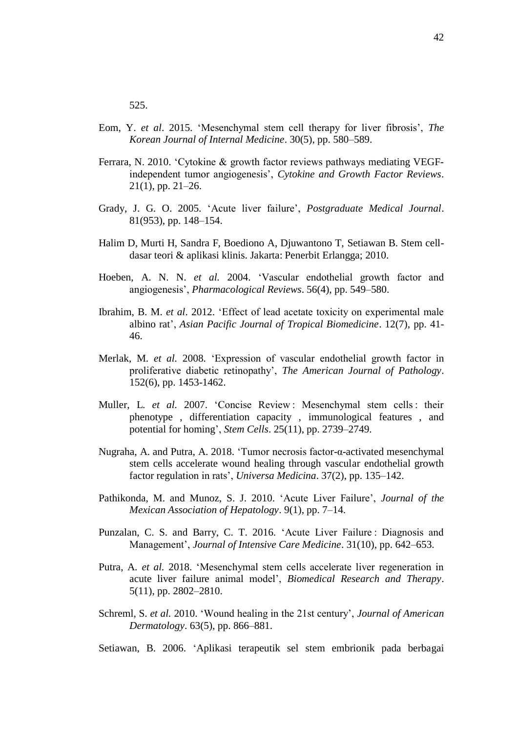525.

Eom, Y. *et al*. 2015. 'Mesenchymal stem cell therapy for liver fibrosis', *The Korean Journal of Internal Medicine*. 30(5), pp. 580–589.

Ferrara, N. 2010. 'Cytokine & growth factor reviews pathways mediating VEGF-independent tumor angiogenesis', *Cytokine and Growth Factor Reviews*. 21(1), pp. 21–26.

Grady, J. G. O. 2005. 'Acute liver failure', *Postgraduate Medical Journal*. 81(953), pp. 148–154.

Halim D, Murti H, Sandra F, Boediono A, Djuwantono T, Setiawan B. Stem cell-dasar teori & aplikasi klinis. Jakarta: Penerbit Erlangga; 2010.

Hoeben, A. N. N. *et al.* 2004. 'Vascular endothelial growth factor and angiogenesis', *Pharmacological Reviews*. 56(4), pp. 549–580.

Ibrahim, B. M. *et al*. 2012. 'Effect of lead acetate toxicity on experimental male albino rat', *Asian Pacific Journal of Tropical Biomedicine*. 12(7), pp. 41-46.

Merlak, M. *et al.* 2008. 'Expression of vascular endothelial growth factor in proliferative diabetic retinopathy', *The American Journal of Pathology*. 152(6), pp. 1453-1462.

Muller, L. *et al.* 2007. 'Concise Review : Mesenchymal stem cells : their phenotype , differentiation capacity , immunological features , and potential for homing', *Stem Cells*. 25(11), pp. 2739–2749.

Nugraha, A. and Putra, A. 2018. 'Tumor necrosis factor-α-activated mesenchymal stem cells accelerate wound healing through vascular endothelial growth factor regulation in rats', *Universa Medicina*. 37(2), pp. 135–142.

Pathikonda, M. and Munoz, S. J. 2010. 'Acute Liver Failure', *Journal of the Mexican Association of Hepatology*. 9(1), pp. 7–14.

Punzalan, C. S. and Barry, C. T. 2016. 'Acute Liver Failure : Diagnosis and Management', *Journal of Intensive Care Medicine*. 31(10), pp. 642–653.

Putra, A. *et al.* 2018. 'Mesenchymal stem cells accelerate liver regeneration in acute liver failure animal model', *Biomedical Research and Therapy*. 5(11), pp. 2802–2810.

Schreml, S. *et al.* 2010. 'Wound healing in the 21st century', *Journal of American Dermatology*. 63(5), pp. 866–881.

Setiawan, B. 2006. 'Aplikasi terapeutik sel stem embrionik pada berbagai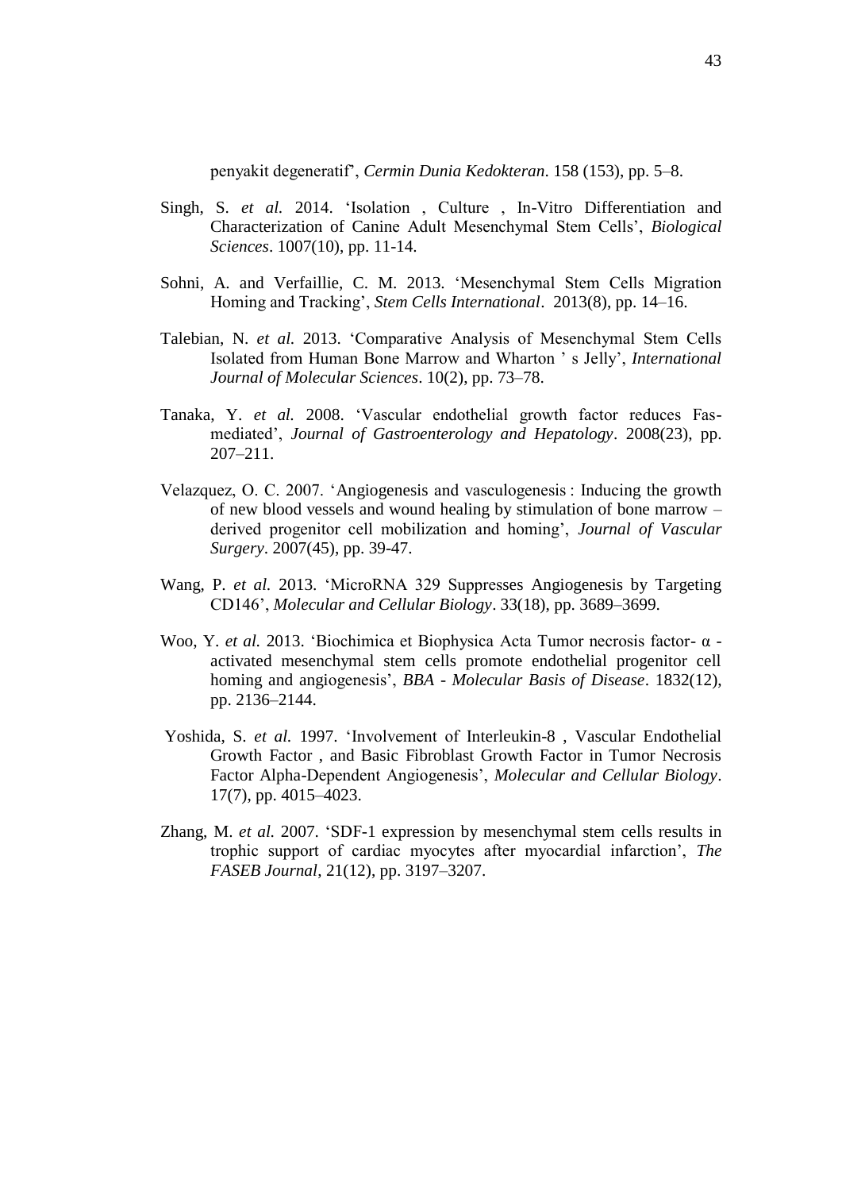penyakit degeneratif', *Cermin Dunia Kedokteran*. 158 (153), pp. 5–8.

Singh, S. *et al.* 2014. 'Isolation , Culture , In-Vitro Differentiation and Characterization of Canine Adult Mesenchymal Stem Cells', *Biological Sciences*. 1007(10), pp. 11-14.

Sohni, A. and Verfaillie, C. M. 2013. 'Mesenchymal Stem Cells Migration Homing and Tracking', *Stem Cells International*. 2013(8), pp. 14–16.

Talebian, N. *et al.* 2013. 'Comparative Analysis of Mesenchymal Stem Cells Isolated from Human Bone Marrow and Wharton ' s Jelly', *International Journal of Molecular Sciences*. 10(2), pp. 73–78.

Tanaka, Y. *et al.* 2008. 'Vascular endothelial growth factor reduces Fas-mediated', *Journal of Gastroenterology and Hepatology*. 2008(23), pp. 207–211.

Velazquez, O. C. 2007. 'Angiogenesis and vasculogenesis : Inducing the growth of new blood vessels and wound healing by stimulation of bone marrow – derived progenitor cell mobilization and homing', *Journal of Vascular Surgery*. 2007(45), pp. 39-47.

Wang, P. *et al.* 2013. 'MicroRNA 329 Suppresses Angiogenesis by Targeting CD146', *Molecular and Cellular Biology*. 33(18), pp. 3689–3699.

Woo, Y. *et al.* 2013. 'Biochimica et Biophysica Acta Tumor necrosis factor- α - activated mesenchymal stem cells promote endothelial progenitor cell homing and angiogenesis', *BBA - Molecular Basis of Disease*. 1832(12), pp. 2136–2144.

Yoshida, S. *et al.* 1997. 'Involvement of Interleukin-8 , Vascular Endothelial Growth Factor , and Basic Fibroblast Growth Factor in Tumor Necrosis Factor Alpha-Dependent Angiogenesis', *Molecular and Cellular Biology*. 17(7), pp. 4015–4023.

Zhang, M. *et al.* 2007. 'SDF-1 expression by mesenchymal stem cells results in trophic support of cardiac myocytes after myocardial infarction', *The FASEB Journal*, 21(12), pp. 3197–3207.